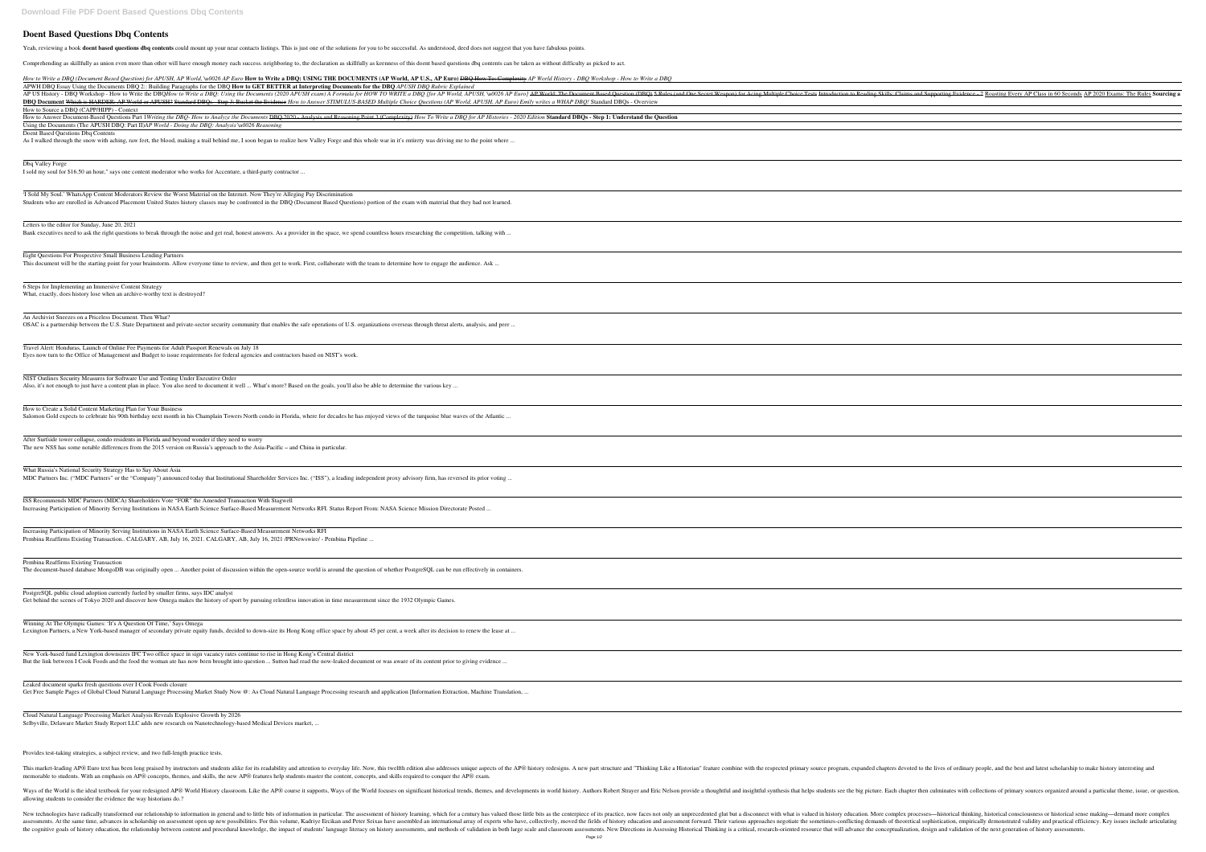# Doent Based Questions Dbq Contents

Yeah, reviewing a book **doent based questions dbq contents** could mount up your near contacts listings. This is just one of the solutions for you to be successful. As understood, deed does not suggest that you have fabulous points.

Comprehending as skillfully as union even more than other will have enough money each success. neighboring to, the declaration as skillfully as keenness of this doent based questions dbq contents can be taken as without difficulty as picked to act.

*How to Write a DBQ (Document Based Question) for APUSH, AP World, \u0026 AP Euro* **How to Write a DBQ: USING THE DOCUMENTS (AP World, AP U.S., AP Euro)** ~~DBQ How To: Complexity~~ *AP World History - DBQ Workshop - How to Write a DBQ*

APWH DBQ Essay Using the Documents DBQ 2:: Building Paragraphs for the DBQ **How to GET BETTER at Interpreting Documents for the DBQ** *APUSH DBQ Rubric Explained*

AP US History - DBQ Workshop - How to Write the DBQ*How to Write a DBQ: Using the Documents (2020 APUSH exam) A Formula for HOW TO WRITE a DBQ [for AP World, APUSH, \u0026 AP Euro]* AP World: The Document Based Question (DBQ) 5 Rules (and One Secret Weapon) for Acing Multiple Choice Tests Introduction to Reading Skills: Claims and Supporting Evidence - 2 Roasting Every AP Class in 60 Seconds AP 2020 Exams: The Rules **Sourcing a DBQ Document** Which is HARDER: AP World or APUSH? Standard DBQs - Step 2: Bucket the Evidence *How to Answer STIMULUS-BASED Multiple Choice Questions (AP World, APUSH, AP Euro) Emily writes a WHAP DBQ!* Standard DBQs - Overview

How to Source a DBQ (CAPP/HIPP) - Context

How to Answer Document-Based Questions Part 1*Writing the DBQ- How to Analyze the Documents* DBQ 2020 - Analysis and Reasoning Point 3 (Complexity) *How To Write a DBQ for AP Histories - 2020 Edition* **Standard DBQs - Step 1: Understand the Question**

Using the Documents (The APUSH DBQ: Part II)*AP World - Doing the DBQ: Analysis \u0026 Reasoning*

Doent Based Questions Dbq Contents

As I walked through the snow with aching, raw feet, the blood, making a trail behind me, I soon began to realize how Valley Forge and this whole war in it's entirety was driving me to the point where ...

Dbq Valley Forge

I sold my soul for $16.50 an hour," says one content moderator who works for Accenture, a third-party contractor ...

'I Sold My Soul.' WhatsApp Content Moderators Review the Worst Material on the Internet. Now They're Alleging Pay Discrimination

Students who are enrolled in Advanced Placement United States history classes may be confronted in the DBQ (Document Based Questions) portion of the exam with material that they had not learned.

Letters to the editor for Sunday, June 20, 2021

Bank executives need to ask the right questions to break through the noise and get real, honest answers. As a provider in the space, we spend countless hours researching the competition, talking with ...

Eight Questions For Prospective Small Business Lending Partners

This document will be the starting point for your brainstorm. Allow everyone time to review, and then get to work. First, collaborate with the team to determine how to engage the audience. Ask ...

6 Steps for Implementing an Immersive Content Strategy

What, exactly, does history lose when an archive-worthy text is destroyed?

An Archivist Sneezes on a Priceless Document. Then What?

OSAC is a partnership between the U.S. State Department and private-sector security community that enables the safe operations of U.S. organizations overseas through threat alerts, analysis, and peer ...

Travel Alert: Honduras, Launch of Online Fee Payments for Adult Passport Renewals on July 18

Eyes now turn to the Office of Management and Budget to issue requirements for federal agencies and contractors based on NIST's work.

NIST Outlines Security Measures for Software Use and Testing Under Executive Order

Also, it's not enough to just have a content plan in place. You also need to document it well ... What's more? Based on the goals, you'll also be able to determine the various key ...

How to Create a Solid Content Marketing Plan for Your Business

Salomon Gold expects to celebrate his 90th birthday next month in his Champlain Towers North condo in Florida, where for decades he has enjoyed views of the turquoise blue waves of the Atlantic ...

After Surfside tower collapse, condo residents in Florida and beyond wonder if they need to worry

The new NSS has some notable differences from the 2015 version on Russia's approach to the Asia-Pacific – and China in particular.

What Russia's National Security Strategy Has to Say About Asia

MDC Partners Inc. ("MDC Partners" or the "Company") announced today that Institutional Shareholder Services Inc. ("ISS"), a leading independent proxy advisory firm, has reversed its prior voting ...

ISS Recommends MDC Partners (MDCA) Shareholders Vote "FOR" the Amended Transaction With Stagwell

Increasing Participation of Minority Serving Institutions in NASA Earth Science Surface-Based Measurement Networks RFI. Status Report From: NASA Science Mission Directorate Posted ...

Increasing Participation of Minority Serving Institutions in NASA Earth Science Surface-Based Measurement Networks RFI

Pembina Reaffirms Existing Transaction.. CALGARY, AB, July 16, 2021. CALGARY, AB, July 16, 2021 /PRNewswire/ - Pembina Pipeline ...

Pembina Reaffirms Existing Transaction

The document-based database MongoDB was originally open ... Another point of discussion within the open-source world is around the question of whether PostgreSQL can be run effectively in containers.

PostgreSQL public cloud adoption currently fueled by smaller firms, says IDC analyst

Get behind the scenes of Tokyo 2020 and discover how Omega makes the history of sport by pursuing relentless innovation in time measurement since the 1932 Olympic Games.

Winning At The Olympic Games: 'It's A Question Of Time,' Says Omega

Lexington Partners, a New York-based manager of secondary private equity funds, decided to down-size its Hong Kong office space by about 45 per cent, a week after its decision to renew the lease at ...

New York-based fund Lexington downsizes IFC Two office space in sign vacancy rates continue to rise in Hong Kong's Central district

But the link between I Cook Foods and the food the woman ate has now been brought into question ... Sutton had read the now-leaked document or was aware of its content prior to giving evidence ...

Leaked document sparks fresh questions over I Cook Foods closure

Get Free Sample Pages of Global Cloud Natural Language Processing Market Study Now @: As Cloud Natural Language Processing research and application [Information Extraction, Machine Translation, ...

Cloud Natural Language Processing Market Analysis Reveals Explosive Growth by 2026

Selbyville, Delaware Market Study Report LLC adds new research on Nanotechnology-based Medical Devices market, ...

Provides test-taking strategies, a subject review, and two full-length practice tests.

This market-leading AP® Euro text has been long praised by instructors and students alike for its readability and attention to everyday life. Now, this twelfth edition also addresses unique aspects of the AP® history redesigns. A new part structure and "Thinking Like a Historian" feature combine with the respected primary source program, expanded chapters devoted to the lives of ordinary people, and the best and latest scholarship to make history interesting and memorable to students. With an emphasis on AP® concepts, themes, and skills, the new AP® features help students master the content, concepts, and skills required to conquer the AP® exam.

Ways of the World is the ideal textbook for your redesigned AP® World History classroom. Like the AP® course it supports, Ways of the World focuses on significant historical trends, themes, and developments in world history. Authors Robert Strayer and Eric Nelson provide a thoughtful and insightful synthesis that helps students see the big picture. Each chapter then culminates with collections of primary sources organized around a particular theme, issue, or question, allowing students to consider the evidence the way historians do.?

New technologies have radically transformed our relationship to information in general and to little bits of information in particular. The assessment of history learning, which for a century has valued those little bits as the centerpiece of its practice, now faces not only an unprecedented glut but a disconnect with what is valued in history education. More complex processes—historical thinking, historical consciousness or historical sense making—demand more complex assessments. At the same time, advances in scholarship on assessment open up new possibilities. For this volume, Kadriye Ercikan and Peter Seixas have assembled an international array of experts who have, collectively, moved the fields of history education and assessment forward. Their various approaches negotiate the sometimes-conflicting demands of theoretical sophistication, empirically demonstrated validity and practical efficiency. Key issues include articulating the cognitive goals of history education, the relationship between content and procedural knowledge, the impact of students' language literacy on history assessments, and methods of validation in both large scale and classroom assessments. New Directions in Assessing Historical Thinking is a critical, research-oriented resource that will advance the conceptualization, design and validation of the next generation of history assessments.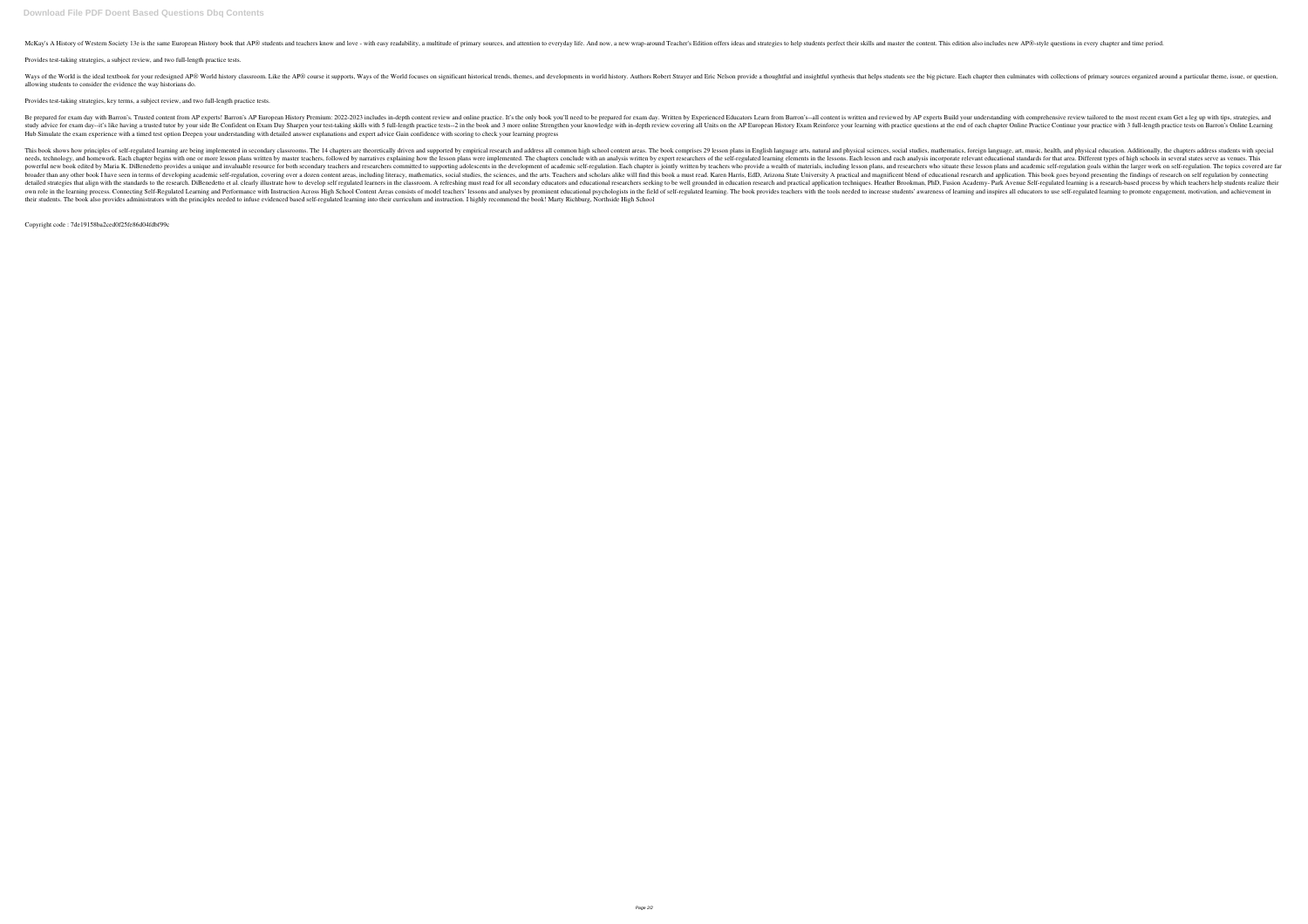McKay's A History of Western Society 13e is the same European History book that AP® students and teachers know and love - with easy readability, a multitude of primary sources, and attention to everyday life. And now, a new wrap-around Teacher's Edition offers ideas and strategies to help students perfect their skills and master the content. This edition also includes new AP®-style questions in every chapter and time period.

Provides test-taking strategies, a subject review, and two full-length practice tests.

Ways of the World is the ideal textbook for your redesigned AP® World history classroom. Like the AP® course it supports, Ways of the World focuses on significant historical trends, themes, and developments in world history. Authors Robert Strayer and Eric Nelson provide a thoughtful and insightful synthesis that helps students see the big picture. Each chapter then culminates with collections of primary sources organized around a particular theme, issue, or question, allowing students to consider the evidence the way historians do.

Provides test-taking strategies, key terms, a subject review, and two full-length practice tests.

Be prepared for exam day with Barron's. Trusted content from AP experts! Barron's AP European History Premium: 2022-2023 includes in-depth content review and online practice. It's the only book you'll need to be prepared for exam day. Written by Experienced Educators Learn from Barron's--all content is written and reviewed by AP experts Build your understanding with comprehensive review tailored to the most recent exam Get a leg up with tips, strategies, and study advice for exam day--it's like having a trusted tutor by your side Be Confident on Exam Day Sharpen your test-taking skills with 5 full-length practice tests--2 in the book and 3 more online Strengthen your knowledge with in-depth review covering all Units on the AP European History Exam Reinforce your learning with practice questions at the end of each chapter Online Practice Continue your practice with 3 full-length practice tests on Barron's Online Learning Hub Simulate the exam experience with a timed test option Deepen your understanding with detailed answer explanations and expert advice Gain confidence with scoring to check your learning progress

This book shows how principles of self-regulated learning are being implemented in secondary classrooms. The 14 chapters are theoretically driven and supported by empirical research and address all common high school content areas. The book comprises 29 lesson plans in English language arts, natural and physical sciences, social studies, mathematics, foreign language, art, music, health, and physical education. Additionally, the chapters address students with special needs, technology, and homework. Each chapter begins with one or more lesson plans written by master teachers, followed by narratives explaining how the lesson plans were implemented. The chapters conclude with an analysis written by expert researchers of the self-regulated learning elements in the lessons. Each lesson and each analysis incorporate relevant educational standards for that area. Different types of high schools in several states serve as venues. This powerful new book edited by Maria K. DiBenedetto provides a unique and invaluable resource for both secondary teachers and researchers committed to supporting adolescents in the development of academic self-regulation. Each chapter is jointly written by teachers who provide a wealth of materials, including lesson plans, and researchers who situate these lesson plans and academic self-regulation goals within the larger work on self-regulation. The topics covered are far broader than any other book I have seen in terms of developing academic self-regulation, covering over a dozen content areas, including literacy, mathematics, social studies, the sciences, and the arts. Teachers and scholars alike will find this book a must read. Karen Harris, EdD, Arizona State University A practical and magnificent blend of educational research and application. This book goes beyond presenting the findings of research on self regulation by connecting detailed strategies that align with the standards to the research. DiBenedetto et al. clearly illustrate how to develop self regulated learners in the classroom. A refreshing must read for all secondary educators and educational researchers seeking to be well grounded in education research and practical application techniques. Heather Brookman, PhD, Fusion Academy- Park Avenue Self-regulated learning is a research-based process by which teachers help students realize their own role in the learning process. Connecting Self-Regulated Learning and Performance with Instruction Across High School Content Areas consists of model teachers' lessons and analyses by prominent educational psychologists in the field of self-regulated learning. The book provides teachers with the tools needed to increase students' awareness of learning and inspires all educators to use self-regulated learning to promote engagement, motivation, and achievement in their students. The book also provides administrators with the principles needed to infuse evidenced based self-regulated learning into their curriculum and instruction. I highly recommend the book! Marty Richburg, Northside High School

Copyright code : 7de19158ba2ced0f25fe86d04fdbf99c